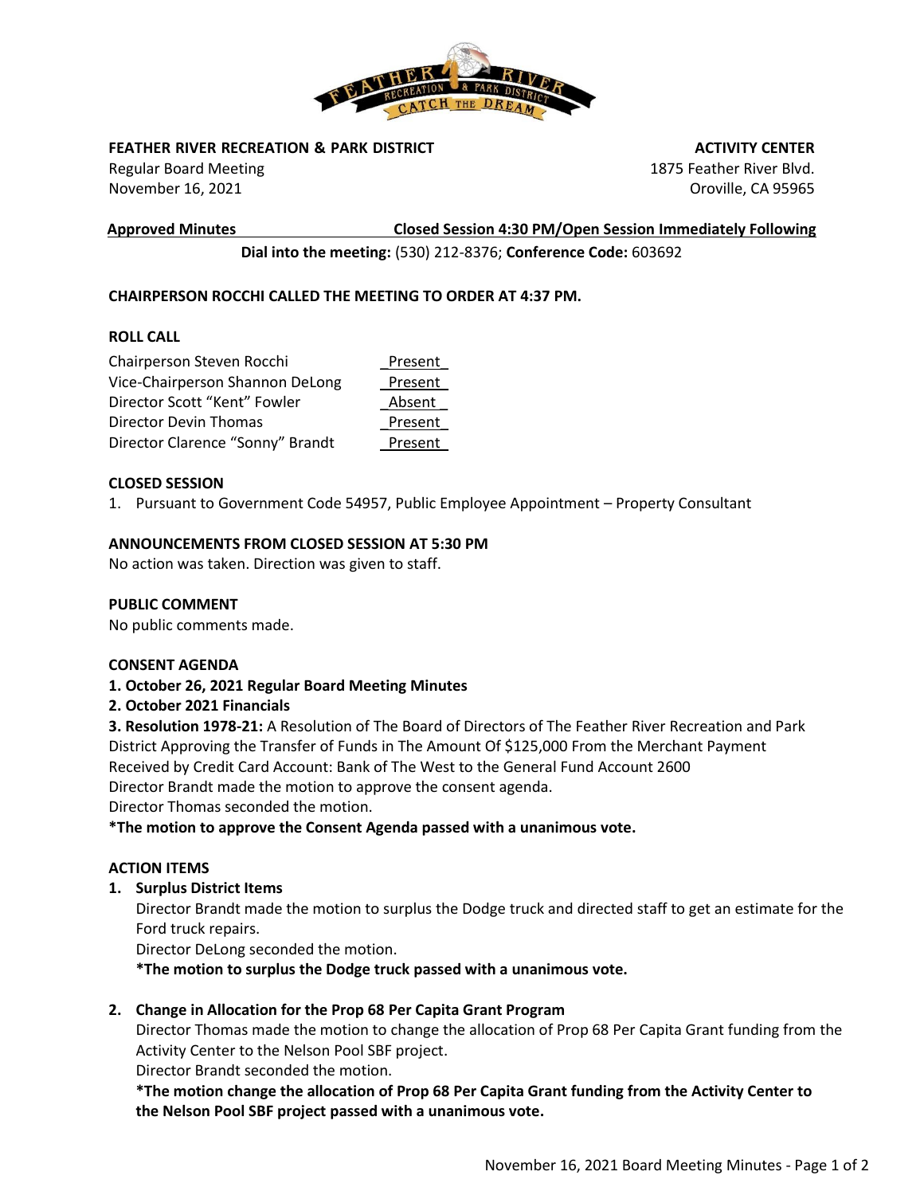**FEATHER RIVER RECREATION & PARK DISTRICT**
Regular Board Meeting
November 16, 2021

**ACTIVITY CENTER**
1875 Feather River Blvd.
Oroville, CA 95965

**Approved Minutes** **Closed Session 4:30 PM/Open Session Immediately Following**

**Dial into the meeting:** (530) 212-8376; **Conference Code:** 603692

**CHAIRPERSON ROCCHI CALLED THE MEETING TO ORDER AT 4:37 PM.**

**ROLL CALL**

| | |
|---|---|
| Chairperson Steven Rocchi | Present |
| Vice-Chairperson Shannon DeLong | Present |
| Director Scott "Kent" Fowler | Absent |
| Director Devin Thomas | Present |
| Director Clarence "Sonny" Brandt | Present |

**CLOSED SESSION**

1. Pursuant to Government Code 54957, Public Employee Appointment – Property Consultant

**ANNOUNCEMENTS FROM CLOSED SESSION AT 5:30 PM**

No action was taken. Direction was given to staff.

**PUBLIC COMMENT**

No public comments made.

**CONSENT AGENDA**

**1. October 26, 2021 Regular Board Meeting Minutes**

**2. October 2021 Financials**

**3. Resolution 1978-21:** A Resolution of The Board of Directors of The Feather River Recreation and Park District Approving the Transfer of Funds in The Amount Of $125,000 From the Merchant Payment Received by Credit Card Account: Bank of The West to the General Fund Account 2600

Director Brandt made the motion to approve the consent agenda.

Director Thomas seconded the motion.

**\*The motion to approve the Consent Agenda passed with a unanimous vote.**

**ACTION ITEMS**

1. **Surplus District Items**

   Director Brandt made the motion to surplus the Dodge truck and directed staff to get an estimate for the Ford truck repairs.

   Director DeLong seconded the motion.

   **\*The motion to surplus the Dodge truck passed with a unanimous vote.**

2. **Change in Allocation for the Prop 68 Per Capita Grant Program**

   Director Thomas made the motion to change the allocation of Prop 68 Per Capita Grant funding from the Activity Center to the Nelson Pool SBF project.

   Director Brandt seconded the motion.

   **\*The motion change the allocation of Prop 68 Per Capita Grant funding from the Activity Center to the Nelson Pool SBF project passed with a unanimous vote.**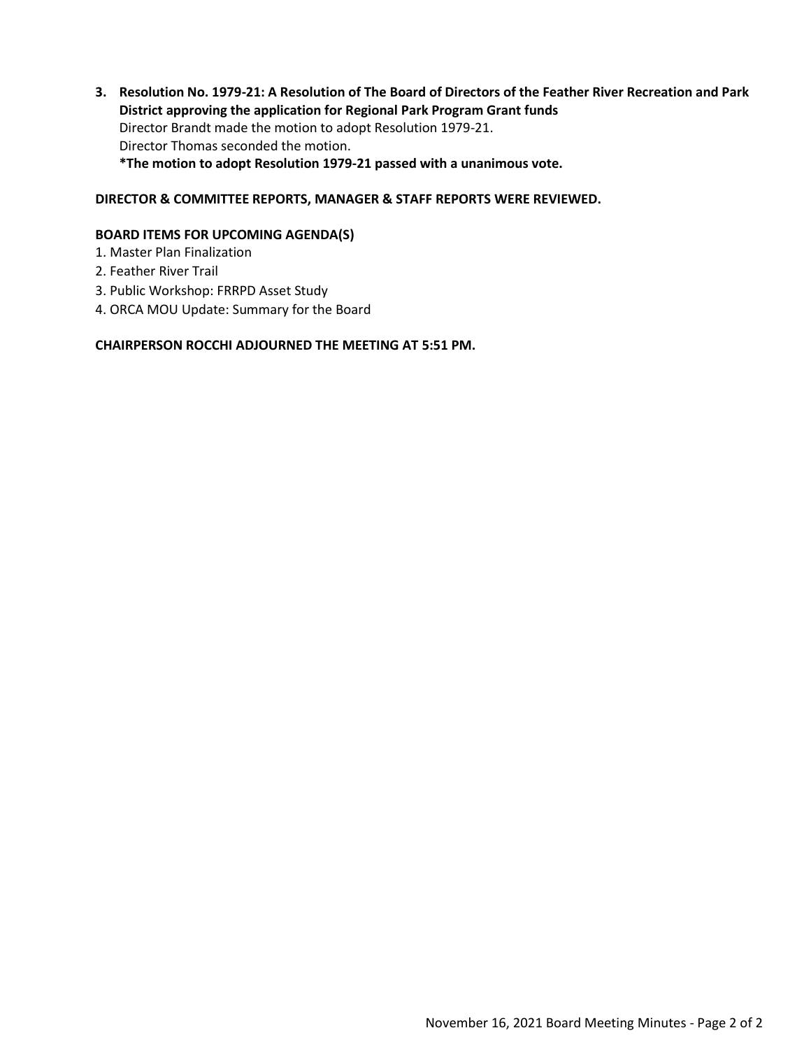3. **Resolution No. 1979-21: A Resolution of The Board of Directors of the Feather River Recreation and Park District approving the application for Regional Park Program Grant funds**
   Director Brandt made the motion to adopt Resolution 1979-21.
   Director Thomas seconded the motion.
   ***The motion to adopt Resolution 1979-21 passed with a unanimous vote.**

**DIRECTOR & COMMITTEE REPORTS, MANAGER & STAFF REPORTS WERE REVIEWED.**

**BOARD ITEMS FOR UPCOMING AGENDA(S)**

1. Master Plan Finalization
2. Feather River Trail
3. Public Workshop: FRRPD Asset Study
4. ORCA MOU Update: Summary for the Board

**CHAIRPERSON ROCCHI ADJOURNED THE MEETING AT 5:51 PM.**